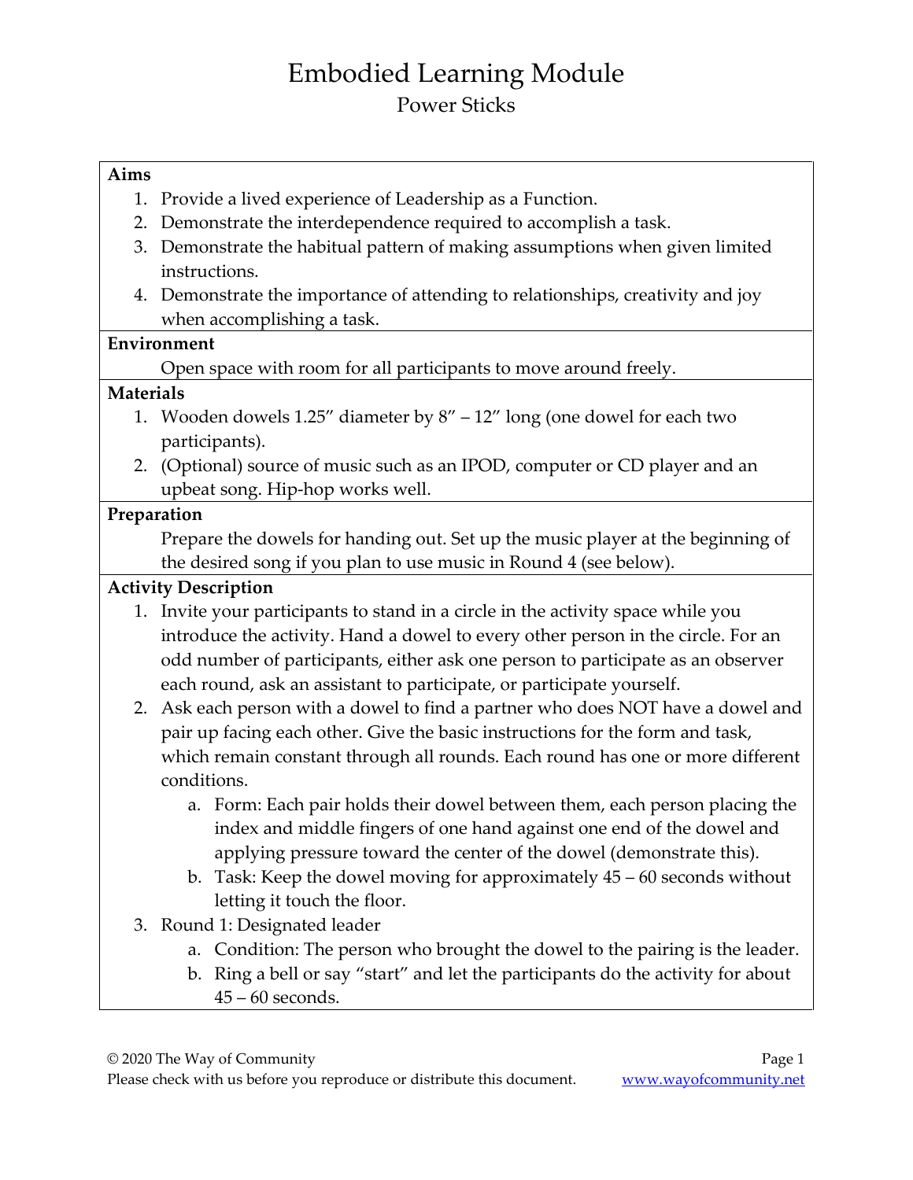# Embodied Learning Module

## Power Sticks

**Aims**

1. Provide a lived experience of Leadership as a Function.
2. Demonstrate the interdependence required to accomplish a task.
3. Demonstrate the habitual pattern of making assumptions when given limited instructions.
4. Demonstrate the importance of attending to relationships, creativity and joy when accomplishing a task.

**Environment**

Open space with room for all participants to move around freely.

**Materials**

1. Wooden dowels 1.25" diameter by 8" – 12" long (one dowel for each two participants).
2. (Optional) source of music such as an IPOD, computer or CD player and an upbeat song. Hip-hop works well.

**Preparation**

Prepare the dowels for handing out. Set up the music player at the beginning of the desired song if you plan to use music in Round 4 (see below).

**Activity Description**

1. Invite your participants to stand in a circle in the activity space while you introduce the activity. Hand a dowel to every other person in the circle. For an odd number of participants, either ask one person to participate as an observer each round, ask an assistant to participate, or participate yourself.
2. Ask each person with a dowel to find a partner who does NOT have a dowel and pair up facing each other. Give the basic instructions for the form and task, which remain constant through all rounds. Each round has one or more different conditions.
   a. Form: Each pair holds their dowel between them, each person placing the index and middle fingers of one hand against one end of the dowel and applying pressure toward the center of the dowel (demonstrate this).
   b. Task: Keep the dowel moving for approximately 45 – 60 seconds without letting it touch the floor.
3. Round 1: Designated leader
   a. Condition: The person who brought the dowel to the pairing is the leader.
   b. Ring a bell or say "start" and let the participants do the activity for about 45 – 60 seconds.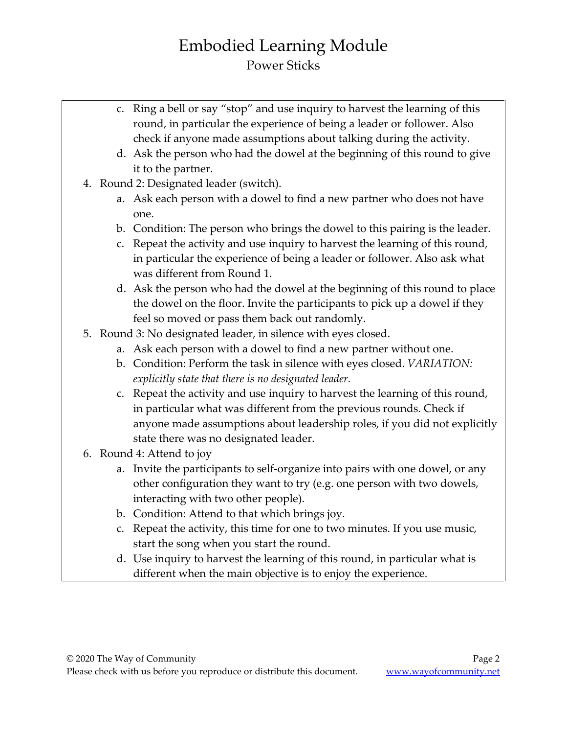c. Ring a bell or say "stop" and use inquiry to harvest the learning of this round, in particular the experience of being a leader or follower. Also check if anyone made assumptions about talking during the activity.

d. Ask the person who had the dowel at the beginning of this round to give it to the partner.

4. Round 2: Designated leader (switch).
    a. Ask each person with a dowel to find a new partner who does not have one.
    b. Condition: The person who brings the dowel to this pairing is the leader.
    c. Repeat the activity and use inquiry to harvest the learning of this round, in particular the experience of being a leader or follower. Also ask what was different from Round 1.
    d. Ask the person who had the dowel at the beginning of this round to place the dowel on the floor. Invite the participants to pick up a dowel if they feel so moved or pass them back out randomly.
5. Round 3: No designated leader, in silence with eyes closed.
    a. Ask each person with a dowel to find a new partner without one.
    b. Condition: Perform the task in silence with eyes closed. *VARIATION: explicitly state that there is no designated leader.*
    c. Repeat the activity and use inquiry to harvest the learning of this round, in particular what was different from the previous rounds. Check if anyone made assumptions about leadership roles, if you did not explicitly state there was no designated leader.
6. Round 4: Attend to joy
    a. Invite the participants to self-organize into pairs with one dowel, or any other configuration they want to try (e.g. one person with two dowels, interacting with two other people).
    b. Condition: Attend to that which brings joy.
    c. Repeat the activity, this time for one to two minutes. If you use music, start the song when you start the round.
    d. Use inquiry to harvest the learning of this round, in particular what is different when the main objective is to enjoy the experience.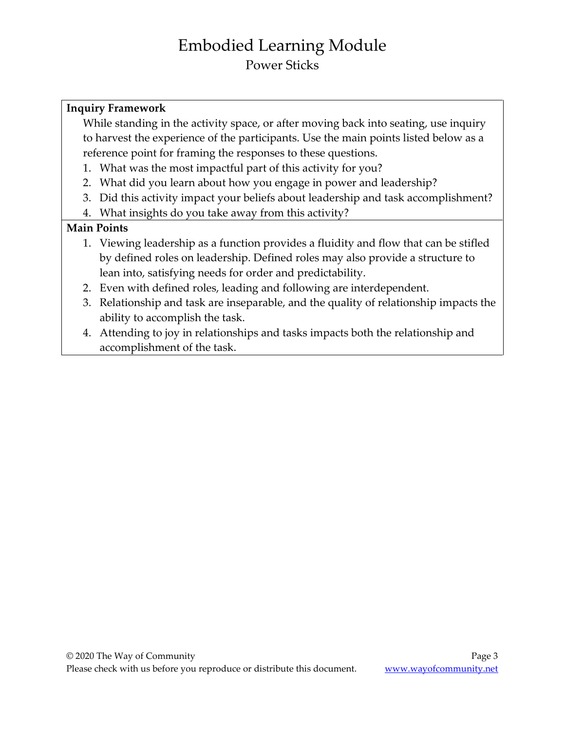**Inquiry Framework**

While standing in the activity space, or after moving back into seating, use inquiry to harvest the experience of the participants. Use the main points listed below as a reference point for framing the responses to these questions.

1. What was the most impactful part of this activity for you?
2. What did you learn about how you engage in power and leadership?
3. Did this activity impact your beliefs about leadership and task accomplishment?
4. What insights do you take away from this activity?

**Main Points**

1. Viewing leadership as a function provides a fluidity and flow that can be stifled by defined roles on leadership. Defined roles may also provide a structure to lean into, satisfying needs for order and predictability.
2. Even with defined roles, leading and following are interdependent.
3. Relationship and task are inseparable, and the quality of relationship impacts the ability to accomplish the task.
4. Attending to joy in relationships and tasks impacts both the relationship and accomplishment of the task.